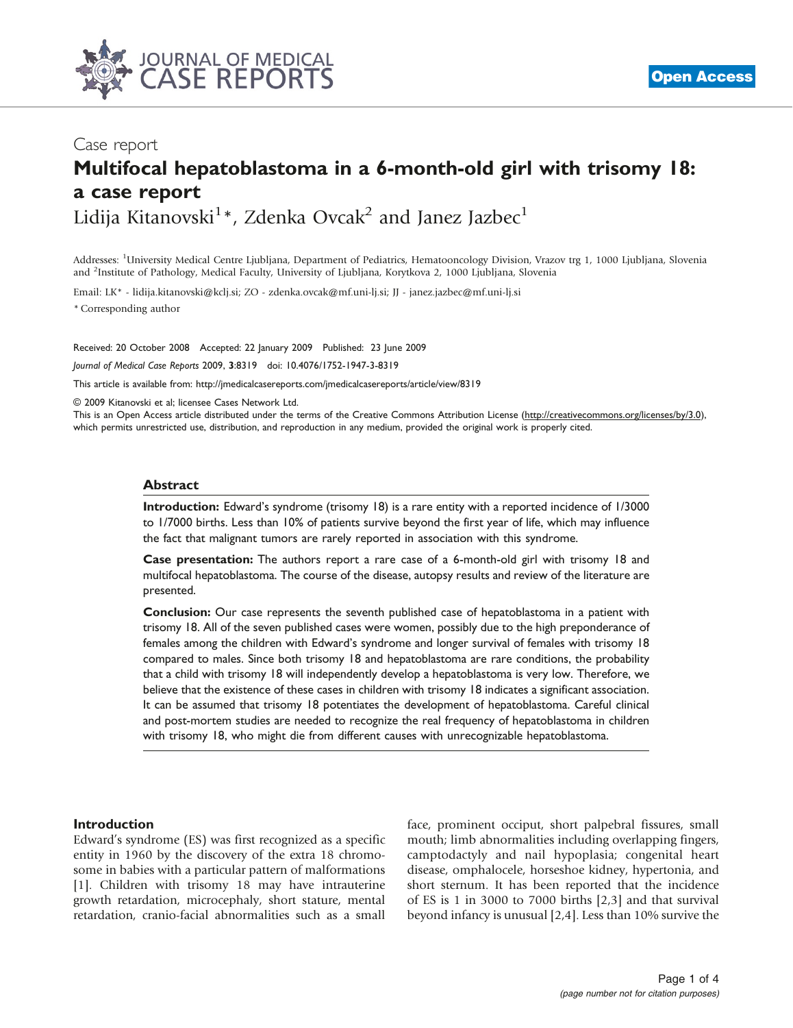Case report

# Multifocal hepatoblastoma in a 6-month-old girl with trisomy 18: a case report

Lidija Kitanovski[1]*, Zdenka Ovcak[2] and Janez Jazbec[1]

Addresses: [1]University Medical Centre Ljubljana, Department of Pediatrics, Hematooncology Division, Vrazov trg 1, 1000 Ljubljana, Slovenia and [2]Institute of Pathology, Medical Faculty, University of Ljubljana, Korytkova 2, 1000 Ljubljana, Slovenia

Email: LK* - lidija.kitanovski@kclj.si; ZO - zdenka.ovcak@mf.uni-lj.si; JJ - janez.jazbec@mf.uni-lj.si

* Corresponding author

Received: 20 October 2008 Accepted: 22 January 2009 Published: 23 June 2009

*Journal of Medical Case Reports* 2009, **3**:8319 doi: 10.4076/1752-1947-3-8319

This article is available from: http://jmedicalcasereports.com/jmedicalcasereports/article/view/8319

© 2009 Kitanovski et al; licensee Cases Network Ltd.

This is an Open Access article distributed under the terms of the Creative Commons Attribution License (http://creativecommons.org/licenses/by/3.0), which permits unrestricted use, distribution, and reproduction in any medium, provided the original work is properly cited.

## Abstract

**Introduction:** Edward's syndrome (trisomy 18) is a rare entity with a reported incidence of 1/3000 to 1/7000 births. Less than 10% of patients survive beyond the first year of life, which may influence the fact that malignant tumors are rarely reported in association with this syndrome.

**Case presentation:** The authors report a rare case of a 6-month-old girl with trisomy 18 and multifocal hepatoblastoma. The course of the disease, autopsy results and review of the literature are presented.

**Conclusion:** Our case represents the seventh published case of hepatoblastoma in a patient with trisomy 18. All of the seven published cases were women, possibly due to the high preponderance of females among the children with Edward's syndrome and longer survival of females with trisomy 18 compared to males. Since both trisomy 18 and hepatoblastoma are rare conditions, the probability that a child with trisomy 18 will independently develop a hepatoblastoma is very low. Therefore, we believe that the existence of these cases in children with trisomy 18 indicates a significant association. It can be assumed that trisomy 18 potentiates the development of hepatoblastoma. Careful clinical and post-mortem studies are needed to recognize the real frequency of hepatoblastoma in children with trisomy 18, who might die from different causes with unrecognizable hepatoblastoma.

## Introduction

Edward's syndrome (ES) was first recognized as a specific entity in 1960 by the discovery of the extra 18 chromosome in babies with a particular pattern of malformations [1]. Children with trisomy 18 may have intrauterine growth retardation, microcephaly, short stature, mental retardation, cranio-facial abnormalities such as a small face, prominent occiput, short palpebral fissures, small mouth; limb abnormalities including overlapping fingers, camptodactyly and nail hypoplasia; congenital heart disease, omphalocele, horseshoe kidney, hypertonia, and short sternum. It has been reported that the incidence of ES is 1 in 3000 to 7000 births [2,3] and that survival beyond infancy is unusual [2,4]. Less than 10% survive the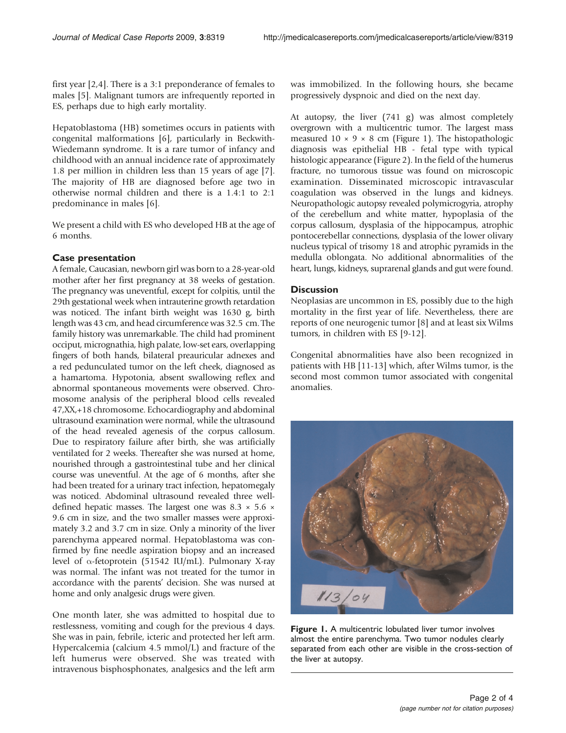first year [2,4]. There is a 3:1 preponderance of females to males [5]. Malignant tumors are infrequently reported in ES, perhaps due to high early mortality.

Hepatoblastoma (HB) sometimes occurs in patients with congenital malformations [6], particularly in Beckwith-Wiedemann syndrome. It is a rare tumor of infancy and childhood with an annual incidence rate of approximately 1.8 per million in children less than 15 years of age [7]. The majority of HB are diagnosed before age two in otherwise normal children and there is a 1.4:1 to 2:1 predominance in males [6].

We present a child with ES who developed HB at the age of 6 months.

## Case presentation

A female, Caucasian, newborn girl was born to a 28-year-old mother after her first pregnancy at 38 weeks of gestation. The pregnancy was uneventful, except for colpitis, until the 29th gestational week when intrauterine growth retardation was noticed. The infant birth weight was 1630 g, birth length was 43 cm, and head circumference was 32.5 cm. The family history was unremarkable. The child had prominent occiput, micrognathia, high palate, low-set ears, overlapping fingers of both hands, bilateral preauricular adnexes and a red pedunculated tumor on the left cheek, diagnosed as a hamartoma. Hypotonia, absent swallowing reflex and abnormal spontaneous movements were observed. Chromosome analysis of the peripheral blood cells revealed 47,XX,+18 chromosome. Echocardiography and abdominal ultrasound examination were normal, while the ultrasound of the head revealed agenesis of the corpus callosum. Due to respiratory failure after birth, she was artificially ventilated for 2 weeks. Thereafter she was nursed at home, nourished through a gastrointestinal tube and her clinical course was uneventful. At the age of 6 months, after she had been treated for a urinary tract infection, hepatomegaly was noticed. Abdominal ultrasound revealed three well-defined hepatic masses. The largest one was 8.3 × 5.6 × 9.6 cm in size, and the two smaller masses were approximately 3.2 and 3.7 cm in size. Only a minority of the liver parenchyma appeared normal. Hepatoblastoma was confirmed by fine needle aspiration biopsy and an increased level of $\alpha$-fetoprotein (51542 IU/mL). Pulmonary X-ray was normal. The infant was not treated for the tumor in accordance with the parents' decision. She was nursed at home and only analgesic drugs were given.

One month later, she was admitted to hospital due to restlessness, vomiting and cough for the previous 4 days. She was in pain, febrile, icteric and protected her left arm. Hypercalcemia (calcium 4.5 mmol/L) and fracture of the left humerus were observed. She was treated with intravenous bisphosphonates, analgesics and the left arm was immobilized. In the following hours, she became progressively dyspnoic and died on the next day.

At autopsy, the liver (741 g) was almost completely overgrown with a multicentric tumor. The largest mass measured 10 × 9 × 8 cm (Figure 1). The histopathologic diagnosis was epithelial HB - fetal type with typical histologic appearance (Figure 2). In the field of the humerus fracture, no tumorous tissue was found on microscopic examination. Disseminated microscopic intravascular coagulation was observed in the lungs and kidneys. Neuropathologic autopsy revealed polymicrogyria, atrophy of the cerebellum and white matter, hypoplasia of the corpus callosum, dysplasia of the hippocampus, atrophic pontocerebellar connections, dysplasia of the lower olivary nucleus typical of trisomy 18 and atrophic pyramids in the medulla oblongata. No additional abnormalities of the heart, lungs, kidneys, suprarenal glands and gut were found.

## Discussion

Neoplasias are uncommon in ES, possibly due to the high mortality in the first year of life. Nevertheless, there are reports of one neurogenic tumor [8] and at least six Wilms tumors, in children with ES [9-12].

Congenital abnormalities have also been recognized in patients with HB [11-13] which, after Wilms tumor, is the second most common tumor associated with congenital anomalies.

**Figure 1.** A multicentric lobulated liver tumor involves almost the entire parenchyma. Two tumor nodules clearly separated from each other are visible in the cross-section of the liver at autopsy.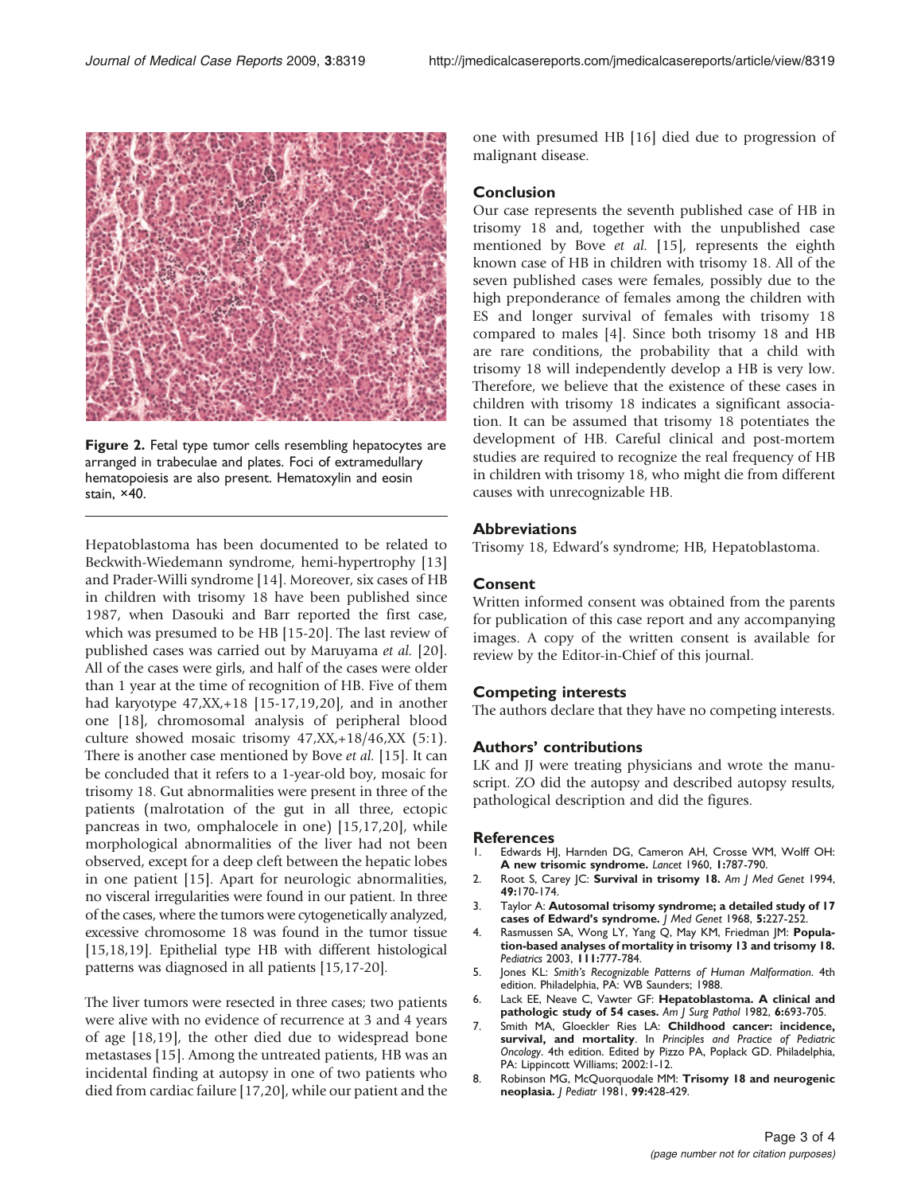Figure 2. Fetal type tumor cells resembling hepatocytes are arranged in trabeculae and plates. Foci of extramedullary hematopoiesis are also present. Hematoxylin and eosin stain, ×40.

Hepatoblastoma has been documented to be related to Beckwith-Wiedemann syndrome, hemi-hypertrophy [13] and Prader-Willi syndrome [14]. Moreover, six cases of HB in children with trisomy 18 have been published since 1987, when Dasouki and Barr reported the first case, which was presumed to be HB [15-20]. The last review of published cases was carried out by Maruyama *et al.* [20]. All of the cases were girls, and half of the cases were older than 1 year at the time of recognition of HB. Five of them had karyotype 47,XX,+18 [15-17,19,20], and in another one [18], chromosomal analysis of peripheral blood culture showed mosaic trisomy 47,XX,+18/46,XX (5:1). There is another case mentioned by Bove *et al.* [15]. It can be concluded that it refers to a 1-year-old boy, mosaic for trisomy 18. Gut abnormalities were present in three of the patients (malrotation of the gut in all three, ectopic pancreas in two, omphalocele in one) [15,17,20], while morphological abnormalities of the liver had not been observed, except for a deep cleft between the hepatic lobes in one patient [15]. Apart for neurologic abnormalities, no visceral irregularities were found in our patient. In three of the cases, where the tumors were cytogenetically analyzed, excessive chromosome 18 was found in the tumor tissue [15,18,19]. Epithelial type HB with different histological patterns was diagnosed in all patients [15,17-20].

The liver tumors were resected in three cases; two patients were alive with no evidence of recurrence at 3 and 4 years of age [18,19], the other died due to widespread bone metastases [15]. Among the untreated patients, HB was an incidental finding at autopsy in one of two patients who died from cardiac failure [17,20], while our patient and the one with presumed HB [16] died due to progression of malignant disease.

## Conclusion

Our case represents the seventh published case of HB in trisomy 18 and, together with the unpublished case mentioned by Bove *et al.* [15], represents the eighth known case of HB in children with trisomy 18. All of the seven published cases were females, possibly due to the high preponderance of females among the children with ES and longer survival of females with trisomy 18 compared to males [4]. Since both trisomy 18 and HB are rare conditions, the probability that a child with trisomy 18 will independently develop a HB is very low. Therefore, we believe that the existence of these cases in children with trisomy 18 indicates a significant association. It can be assumed that trisomy 18 potentiates the development of HB. Careful clinical and post-mortem studies are required to recognize the real frequency of HB in children with trisomy 18, who might die from different causes with unrecognizable HB.

## Abbreviations

Trisomy 18, Edward's syndrome; HB, Hepatoblastoma.

## Consent

Written informed consent was obtained from the parents for publication of this case report and any accompanying images. A copy of the written consent is available for review by the Editor-in-Chief of this journal.

## Competing interests

The authors declare that they have no competing interests.

## Authors' contributions

LK and JJ were treating physicians and wrote the manuscript. ZO did the autopsy and described autopsy results, pathological description and did the figures.

## References

1. Edwards HJ, Harnden DG, Cameron AH, Crosse WM, Wolff OH: **A new trisomic syndrome.** *Lancet* 1960, **1:**787-790.
2. Root S, Carey JC: **Survival in trisomy 18.** *Am J Med Genet* 1994, **49:**170-174.
3. Taylor A: **Autosomal trisomy syndrome; a detailed study of 17 cases of Edward's syndrome.** *J Med Genet* 1968, **5:**227-252.
4. Rasmussen SA, Wong LY, Yang Q, May KM, Friedman JM: **Population-based analyses of mortality in trisomy 13 and trisomy 18.** *Pediatrics* 2003, **111:**777-784.
5. Jones KL: *Smith's Recognizable Patterns of Human Malformation*. 4th edition. Philadelphia, PA: WB Saunders; 1988.
6. Lack EE, Neave C, Vawter GF: **Hepatoblastoma. A clinical and pathologic study of 54 cases.** *Am J Surg Pathol* 1982, **6:**693-705.
7. Smith MA, Gloeckler Ries LA: **Childhood cancer: incidence, survival, and mortality**. In *Principles and Practice of Pediatric Oncology*. 4th edition. Edited by Pizzo PA, Poplack GD. Philadelphia, PA: Lippincott Williams; 2002:1-12.
8. Robinson MG, McQuorquodale MM: **Trisomy 18 and neurogenic neoplasia.** *J Pediatr* 1981, **99:**428-429.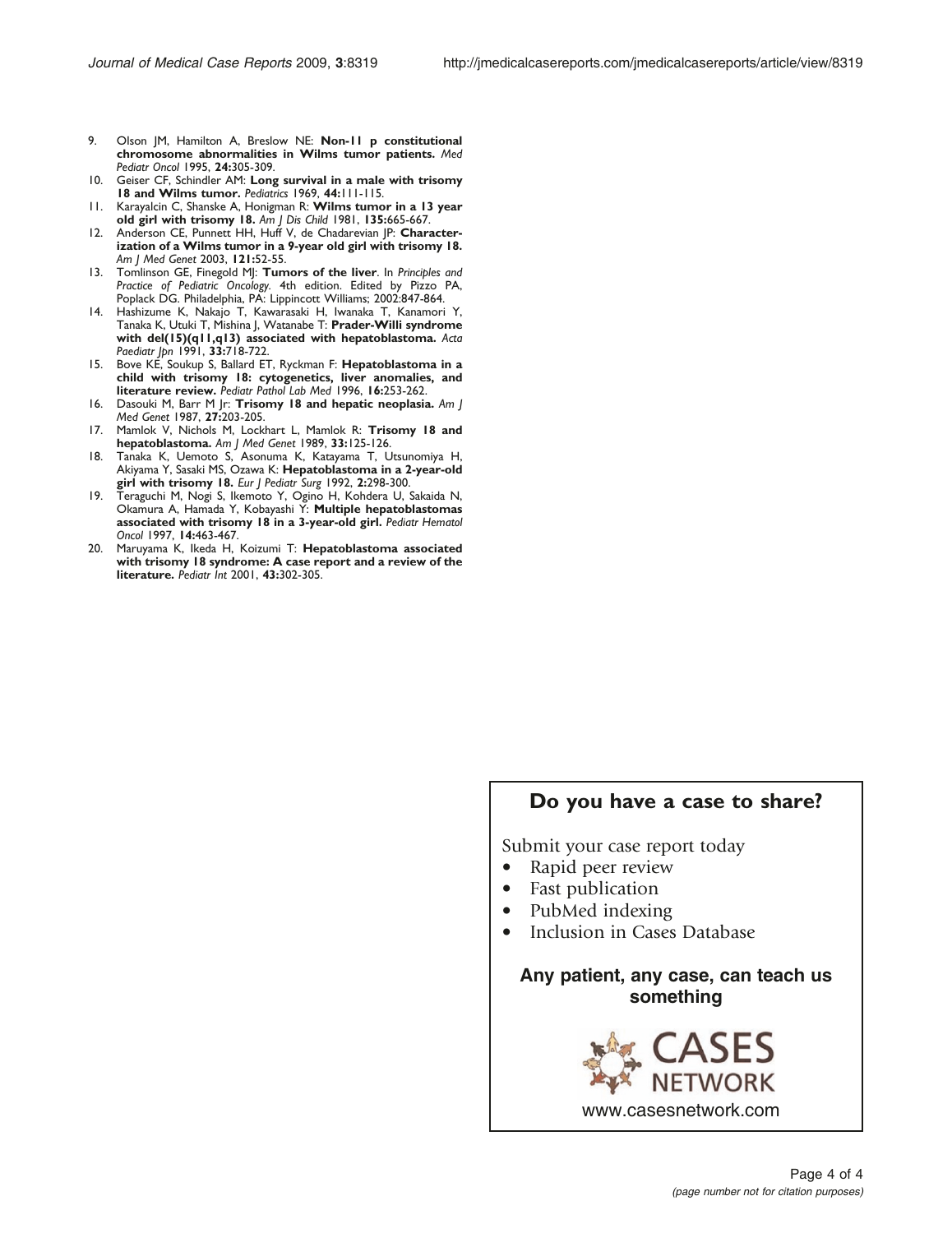9. Olson JM, Hamilton A, Breslow NE: **Non-11 p constitutional chromosome abnormalities in Wilms tumor patients.** *Med Pediatr Oncol* 1995, **24:**305-309.
10. Geiser CF, Schindler AM: **Long survival in a male with trisomy 18 and Wilms tumor.** *Pediatrics* 1969, **44:**111-115.
11. Karayalcin C, Shanske A, Honigman R: **Wilms tumor in a 13 year old girl with trisomy 18.** *Am J Dis Child* 1981, **135:**665-667.
12. Anderson CE, Punnett HH, Huff V, de Chadarevian JP: **Characterization of a Wilms tumor in a 9-year old girl with trisomy 18.** *Am J Med Genet* 2003, **121:**52-55.
13. Tomlinson GE, Finegold MJ: **Tumors of the liver**. In *Principles and Practice of Pediatric Oncology.* 4th edition. Edited by Pizzo PA, Poplack DG. Philadelphia, PA: Lippincott Williams; 2002:847-864.
14. Hashizume K, Nakajo T, Kawarasaki H, Iwanaka T, Kanamori Y, Tanaka K, Utuki T, Mishina J, Watanabe T: **Prader-Willi syndrome with del(15)(q11,q13) associated with hepatoblastoma.** *Acta Paediatr Jpn* 1991, **33:**718-722.
15. Bove KE, Soukup S, Ballard ET, Ryckman F: **Hepatoblastoma in a child with trisomy 18: cytogenetics, liver anomalies, and literature review.** *Pediatr Pathol Lab Med* 1996, **16:**253-262.
16. Dasouki M, Barr M Jr: **Trisomy 18 and hepatic neoplasia.** *Am J Med Genet* 1987, **27:**203-205.
17. Mamlok V, Nichols M, Lockhart L, Mamlok R: **Trisomy 18 and hepatoblastoma.** *Am J Med Genet* 1989, **33:**125-126.
18. Tanaka K, Uemoto S, Asonuma K, Katayama T, Utsunomiya H, Akiyama Y, Sasaki MS, Ozawa K: **Hepatoblastoma in a 2-year-old girl with trisomy 18.** *Eur J Pediatr Surg* 1992, **2:**298-300.
19. Teraguchi M, Nogi S, Ikemoto Y, Ogino H, Kohdera U, Sakaida N, Okamura A, Hamada Y, Kobayashi Y: **Multiple hepatoblastomas associated with trisomy 18 in a 3-year-old girl.** *Pediatr Hematol Oncol* 1997, **14:**463-467.
20. Maruyama K, Ikeda H, Koizumi T: **Hepatoblastoma associated with trisomy 18 syndrome: A case report and a review of the literature.** *Pediatr Int* 2001, **43:**302-305.

**Do you have a case to share?**

Submit your case report today

- Rapid peer review
- Fast publication
- PubMed indexing
- Inclusion in Cases Database

**Any patient, any case, can teach us something**

CASES NETWORK

www.casesnetwork.com